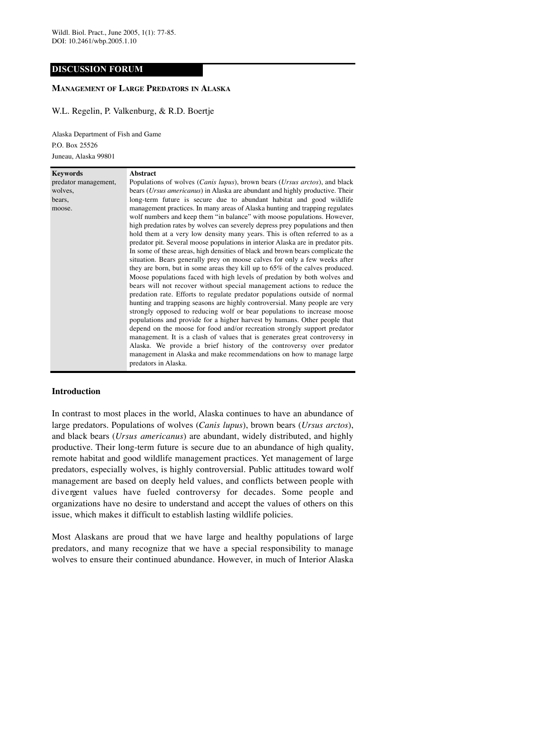Wildl. Biol. Pract., June 2005, 1(1): 77-85.
DOI: 10.2461/wbp.2005.1.10

**DISCUSSION FORUM**

# Management of Large Predators in Alaska

W.L. Regelin, P. Valkenburg, & R.D. Boertje

Alaska Department of Fish and Game
P.O. Box 25526
Juneau, Alaska 99801

**Keywords**
predator management, wolves, bears, moose.

**Abstract**

Populations of wolves (*Canis lupus*), brown bears (*Ursus arctos*), and black bears (*Ursus americanus*) in Alaska are abundant and highly productive. Their long-term future is secure due to abundant habitat and good wildlife management practices. In many areas of Alaska hunting and trapping regulates wolf numbers and keep them "in balance" with moose populations. However, high predation rates by wolves can severely depress prey populations and then hold them at a very low density many years. This is often referred to as a predator pit. Several moose populations in interior Alaska are in predator pits. In some of these areas, high densities of black and brown bears complicate the situation. Bears generally prey on moose calves for only a few weeks after they are born, but in some areas they kill up to 65% of the calves produced. Moose populations faced with high levels of predation by both wolves and bears will not recover without special management actions to reduce the predation rate. Efforts to regulate predator populations outside of normal hunting and trapping seasons are highly controversial. Many people are very strongly opposed to reducing wolf or bear populations to increase moose populations and provide for a higher harvest by humans. Other people that depend on the moose for food and/or recreation strongly support predator management. It is a clash of values that is generates great controversy in Alaska. We provide a brief history of the controversy over predator management in Alaska and make recommendations on how to manage large predators in Alaska.

## Introduction

In contrast to most places in the world, Alaska continues to have an abundance of large predators. Populations of wolves (*Canis lupus*), brown bears (*Ursus arctos*), and black bears (*Ursus americanus*) are abundant, widely distributed, and highly productive. Their long-term future is secure due to an abundance of high quality, remote habitat and good wildlife management practices. Yet management of large predators, especially wolves, is highly controversial. Public attitudes toward wolf management are based on deeply held values, and conflicts between people with divergent values have fueled controversy for decades. Some people and organizations have no desire to understand and accept the values of others on this issue, which makes it difficult to establish lasting wildlife policies.

Most Alaskans are proud that we have large and healthy populations of large predators, and many recognize that we have a special responsibility to manage wolves to ensure their continued abundance. However, in much of Interior Alaska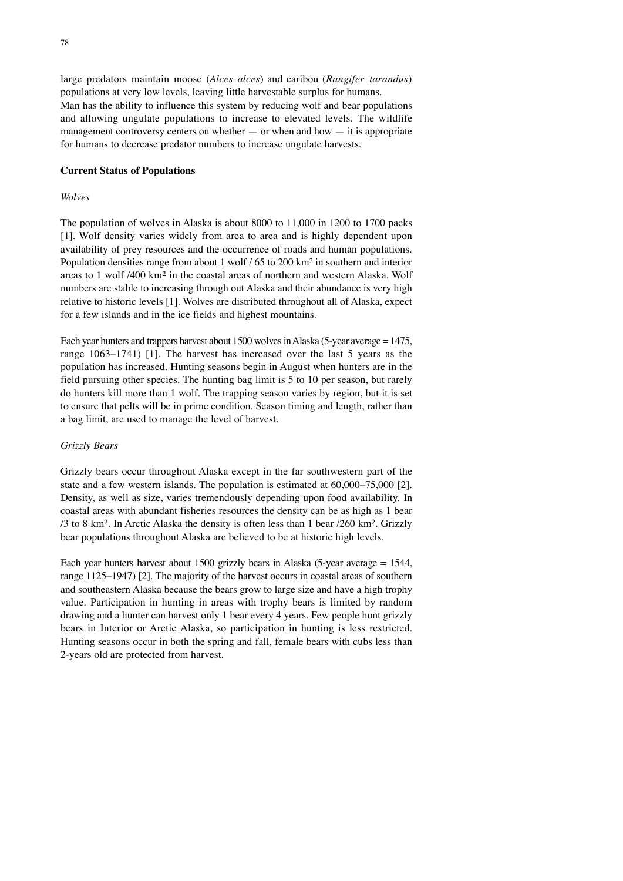large predators maintain moose (*Alces alces*) and caribou (*Rangifer tarandus*) populations at very low levels, leaving little harvestable surplus for humans.
Man has the ability to influence this system by reducing wolf and bear populations and allowing ungulate populations to increase to elevated levels. The wildlife management controversy centers on whether — or when and how — it is appropriate for humans to decrease predator numbers to increase ungulate harvests.

## Current Status of Populations

### *Wolves*

The population of wolves in Alaska is about 8000 to 11,000 in 1200 to 1700 packs [1]. Wolf density varies widely from area to area and is highly dependent upon availability of prey resources and the occurrence of roads and human populations. Population densities range from about 1 wolf / 65 to 200 $km^2$ in southern and interior areas to 1 wolf /400 $km^2$ in the coastal areas of northern and western Alaska. Wolf numbers are stable to increasing through out Alaska and their abundance is very high relative to historic levels [1]. Wolves are distributed throughout all of Alaska, expect for a few islands and in the ice fields and highest mountains.

Each year hunters and trappers harvest about 1500 wolves in Alaska (5-year average = 1475, range 1063–1741) [1]. The harvest has increased over the last 5 years as the population has increased. Hunting seasons begin in August when hunters are in the field pursuing other species. The hunting bag limit is 5 to 10 per season, but rarely do hunters kill more than 1 wolf. The trapping season varies by region, but it is set to ensure that pelts will be in prime condition. Season timing and length, rather than a bag limit, are used to manage the level of harvest.

### *Grizzly Bears*

Grizzly bears occur throughout Alaska except in the far southwestern part of the state and a few western islands. The population is estimated at 60,000–75,000 [2]. Density, as well as size, varies tremendously depending upon food availability. In coastal areas with abundant fisheries resources the density can be as high as 1 bear /3 to 8 $km^2$. In Arctic Alaska the density is often less than 1 bear /260 $km^2$. Grizzly bear populations throughout Alaska are believed to be at historic high levels.

Each year hunters harvest about 1500 grizzly bears in Alaska (5-year average = 1544, range 1125–1947) [2]. The majority of the harvest occurs in coastal areas of southern and southeastern Alaska because the bears grow to large size and have a high trophy value. Participation in hunting in areas with trophy bears is limited by random drawing and a hunter can harvest only 1 bear every 4 years. Few people hunt grizzly bears in Interior or Arctic Alaska, so participation in hunting is less restricted. Hunting seasons occur in both the spring and fall, female bears with cubs less than 2-years old are protected from harvest.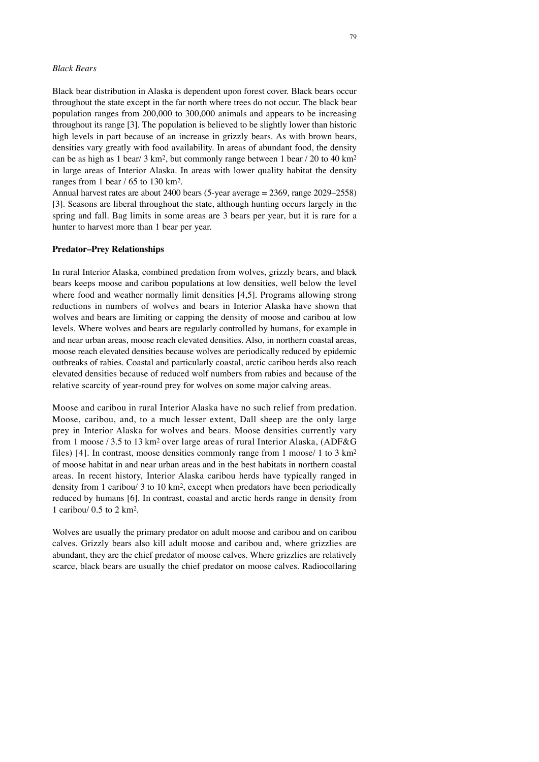*Black Bears*

Black bear distribution in Alaska is dependent upon forest cover. Black bears occur throughout the state except in the far north where trees do not occur. The black bear population ranges from 200,000 to 300,000 animals and appears to be increasing throughout its range [3]. The population is believed to be slightly lower than historic high levels in part because of an increase in grizzly bears. As with brown bears, densities vary greatly with food availability. In areas of abundant food, the density can be as high as 1 bear/ 3 km$^2$, but commonly range between 1 bear / 20 to 40 km$^2$ in large areas of Interior Alaska. In areas with lower quality habitat the density ranges from 1 bear / 65 to 130 km$^2$.

Annual harvest rates are about 2400 bears (5-year average = 2369, range 2029–2558) [3]. Seasons are liberal throughout the state, although hunting occurs largely in the spring and fall. Bag limits in some areas are 3 bears per year, but it is rare for a hunter to harvest more than 1 bear per year.

## Predator–Prey Relationships

In rural Interior Alaska, combined predation from wolves, grizzly bears, and black bears keeps moose and caribou populations at low densities, well below the level where food and weather normally limit densities [4,5]. Programs allowing strong reductions in numbers of wolves and bears in Interior Alaska have shown that wolves and bears are limiting or capping the density of moose and caribou at low levels. Where wolves and bears are regularly controlled by humans, for example in and near urban areas, moose reach elevated densities. Also, in northern coastal areas, moose reach elevated densities because wolves are periodically reduced by epidemic outbreaks of rabies. Coastal and particularly coastal, arctic caribou herds also reach elevated densities because of reduced wolf numbers from rabies and because of the relative scarcity of year-round prey for wolves on some major calving areas.

Moose and caribou in rural Interior Alaska have no such relief from predation. Moose, caribou, and, to a much lesser extent, Dall sheep are the only large prey in Interior Alaska for wolves and bears. Moose densities currently vary from 1 moose / 3.5 to 13 km$^2$ over large areas of rural Interior Alaska, (ADF&G files) [4]. In contrast, moose densities commonly range from 1 moose/ 1 to 3 km$^2$ of moose habitat in and near urban areas and in the best habitats in northern coastal areas. In recent history, Interior Alaska caribou herds have typically ranged in density from 1 caribou/ 3 to 10 km$^2$, except when predators have been periodically reduced by humans [6]. In contrast, coastal and arctic herds range in density from 1 caribou/ 0.5 to 2 km$^2$.

Wolves are usually the primary predator on adult moose and caribou and on caribou calves. Grizzly bears also kill adult moose and caribou and, where grizzlies are abundant, they are the chief predator of moose calves. Where grizzlies are relatively scarce, black bears are usually the chief predator on moose calves. Radiocollaring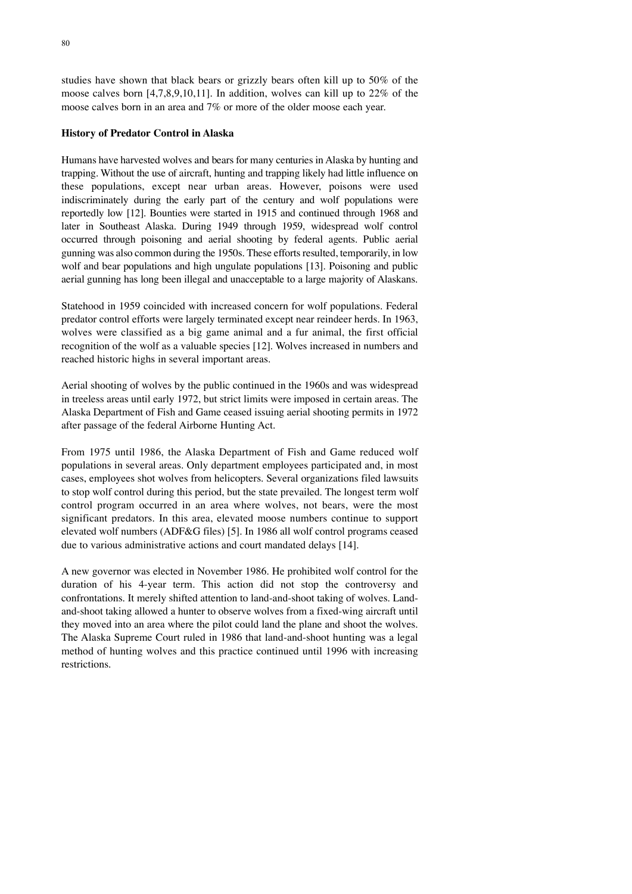studies have shown that black bears or grizzly bears often kill up to 50% of the moose calves born [4,7,8,9,10,11]. In addition, wolves can kill up to 22% of the moose calves born in an area and 7% or more of the older moose each year.

**History of Predator Control in Alaska**

Humans have harvested wolves and bears for many centuries in Alaska by hunting and trapping. Without the use of aircraft, hunting and trapping likely had little influence on these populations, except near urban areas. However, poisons were used indiscriminately during the early part of the century and wolf populations were reportedly low [12]. Bounties were started in 1915 and continued through 1968 and later in Southeast Alaska. During 1949 through 1959, widespread wolf control occurred through poisoning and aerial shooting by federal agents. Public aerial gunning was also common during the 1950s. These efforts resulted, temporarily, in low wolf and bear populations and high ungulate populations [13]. Poisoning and public aerial gunning has long been illegal and unacceptable to a large majority of Alaskans.

Statehood in 1959 coincided with increased concern for wolf populations. Federal predator control efforts were largely terminated except near reindeer herds. In 1963, wolves were classified as a big game animal and a fur animal, the first official recognition of the wolf as a valuable species [12]. Wolves increased in numbers and reached historic highs in several important areas.

Aerial shooting of wolves by the public continued in the 1960s and was widespread in treeless areas until early 1972, but strict limits were imposed in certain areas. The Alaska Department of Fish and Game ceased issuing aerial shooting permits in 1972 after passage of the federal Airborne Hunting Act.

From 1975 until 1986, the Alaska Department of Fish and Game reduced wolf populations in several areas. Only department employees participated and, in most cases, employees shot wolves from helicopters. Several organizations filed lawsuits to stop wolf control during this period, but the state prevailed. The longest term wolf control program occurred in an area where wolves, not bears, were the most significant predators. In this area, elevated moose numbers continue to support elevated wolf numbers (ADF&G files) [5]. In 1986 all wolf control programs ceased due to various administrative actions and court mandated delays [14].

A new governor was elected in November 1986. He prohibited wolf control for the duration of his 4-year term. This action did not stop the controversy and confrontations. It merely shifted attention to land-and-shoot taking of wolves. Land-and-shoot taking allowed a hunter to observe wolves from a fixed-wing aircraft until they moved into an area where the pilot could land the plane and shoot the wolves. The Alaska Supreme Court ruled in 1986 that land-and-shoot hunting was a legal method of hunting wolves and this practice continued until 1996 with increasing restrictions.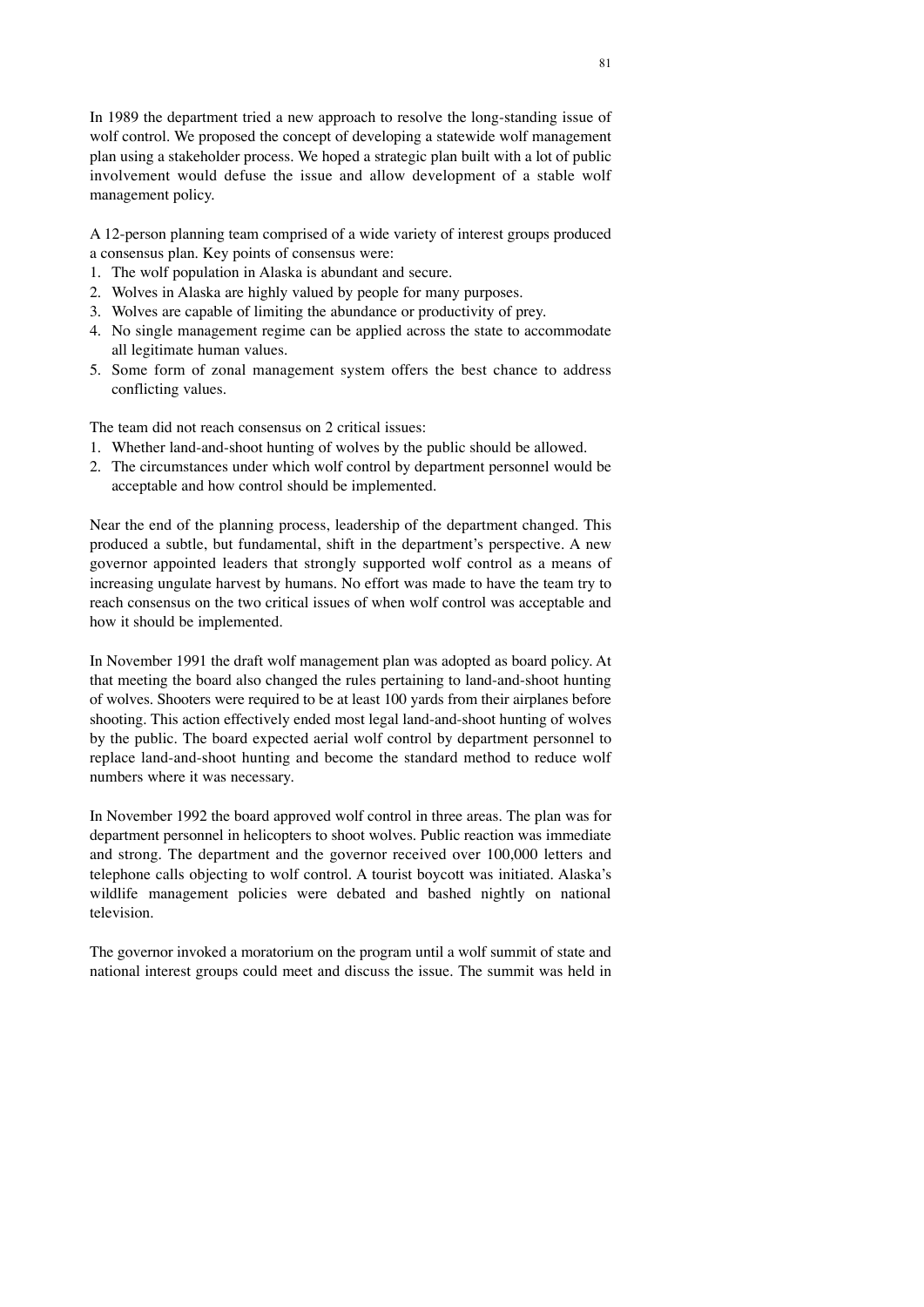In 1989 the department tried a new approach to resolve the long-standing issue of wolf control. We proposed the concept of developing a statewide wolf management plan using a stakeholder process. We hoped a strategic plan built with a lot of public involvement would defuse the issue and allow development of a stable wolf management policy.

A 12-person planning team comprised of a wide variety of interest groups produced a consensus plan. Key points of consensus were:

1. The wolf population in Alaska is abundant and secure.
2. Wolves in Alaska are highly valued by people for many purposes.
3. Wolves are capable of limiting the abundance or productivity of prey.
4. No single management regime can be applied across the state to accommodate all legitimate human values.
5. Some form of zonal management system offers the best chance to address conflicting values.

The team did not reach consensus on 2 critical issues:

1. Whether land-and-shoot hunting of wolves by the public should be allowed.
2. The circumstances under which wolf control by department personnel would be acceptable and how control should be implemented.

Near the end of the planning process, leadership of the department changed. This produced a subtle, but fundamental, shift in the department's perspective. A new governor appointed leaders that strongly supported wolf control as a means of increasing ungulate harvest by humans. No effort was made to have the team try to reach consensus on the two critical issues of when wolf control was acceptable and how it should be implemented.

In November 1991 the draft wolf management plan was adopted as board policy. At that meeting the board also changed the rules pertaining to land-and-shoot hunting of wolves. Shooters were required to be at least 100 yards from their airplanes before shooting. This action effectively ended most legal land-and-shoot hunting of wolves by the public. The board expected aerial wolf control by department personnel to replace land-and-shoot hunting and become the standard method to reduce wolf numbers where it was necessary.

In November 1992 the board approved wolf control in three areas. The plan was for department personnel in helicopters to shoot wolves. Public reaction was immediate and strong. The department and the governor received over 100,000 letters and telephone calls objecting to wolf control. A tourist boycott was initiated. Alaska's wildlife management policies were debated and bashed nightly on national television.

The governor invoked a moratorium on the program until a wolf summit of state and national interest groups could meet and discuss the issue. The summit was held in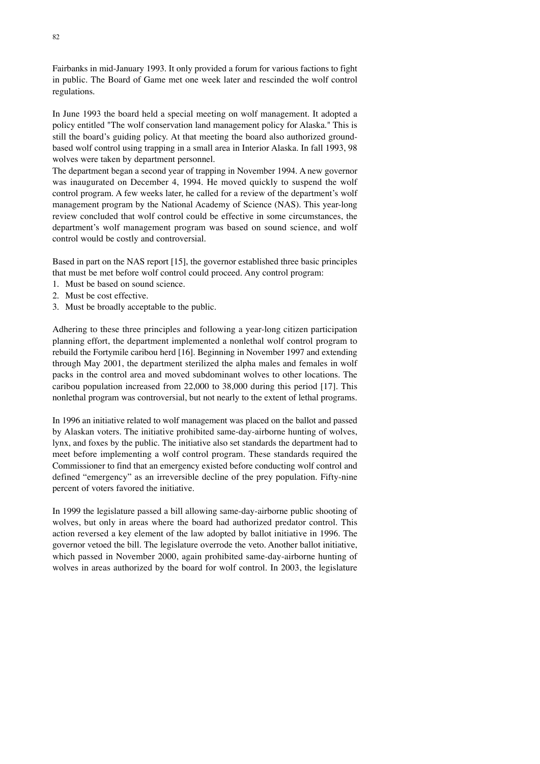Fairbanks in mid-January 1993. It only provided a forum for various factions to fight in public. The Board of Game met one week later and rescinded the wolf control regulations.

In June 1993 the board held a special meeting on wolf management. It adopted a policy entitled "The wolf conservation land management policy for Alaska." This is still the board's guiding policy. At that meeting the board also authorized ground-based wolf control using trapping in a small area in Interior Alaska. In fall 1993, 98 wolves were taken by department personnel.

The department began a second year of trapping in November 1994. A new governor was inaugurated on December 4, 1994. He moved quickly to suspend the wolf control program. A few weeks later, he called for a review of the department's wolf management program by the National Academy of Science (NAS). This year-long review concluded that wolf control could be effective in some circumstances, the department's wolf management program was based on sound science, and wolf control would be costly and controversial.

Based in part on the NAS report [15], the governor established three basic principles that must be met before wolf control could proceed. Any control program:

1. Must be based on sound science.
2. Must be cost effective.
3. Must be broadly acceptable to the public.

Adhering to these three principles and following a year-long citizen participation planning effort, the department implemented a nonlethal wolf control program to rebuild the Fortymile caribou herd [16]. Beginning in November 1997 and extending through May 2001, the department sterilized the alpha males and females in wolf packs in the control area and moved subdominant wolves to other locations. The caribou population increased from 22,000 to 38,000 during this period [17]. This nonlethal program was controversial, but not nearly to the extent of lethal programs.

In 1996 an initiative related to wolf management was placed on the ballot and passed by Alaskan voters. The initiative prohibited same-day-airborne hunting of wolves, lynx, and foxes by the public. The initiative also set standards the department had to meet before implementing a wolf control program. These standards required the Commissioner to find that an emergency existed before conducting wolf control and defined "emergency" as an irreversible decline of the prey population. Fifty-nine percent of voters favored the initiative.

In 1999 the legislature passed a bill allowing same-day-airborne public shooting of wolves, but only in areas where the board had authorized predator control. This action reversed a key element of the law adopted by ballot initiative in 1996. The governor vetoed the bill. The legislature overrode the veto. Another ballot initiative, which passed in November 2000, again prohibited same-day-airborne hunting of wolves in areas authorized by the board for wolf control. In 2003, the legislature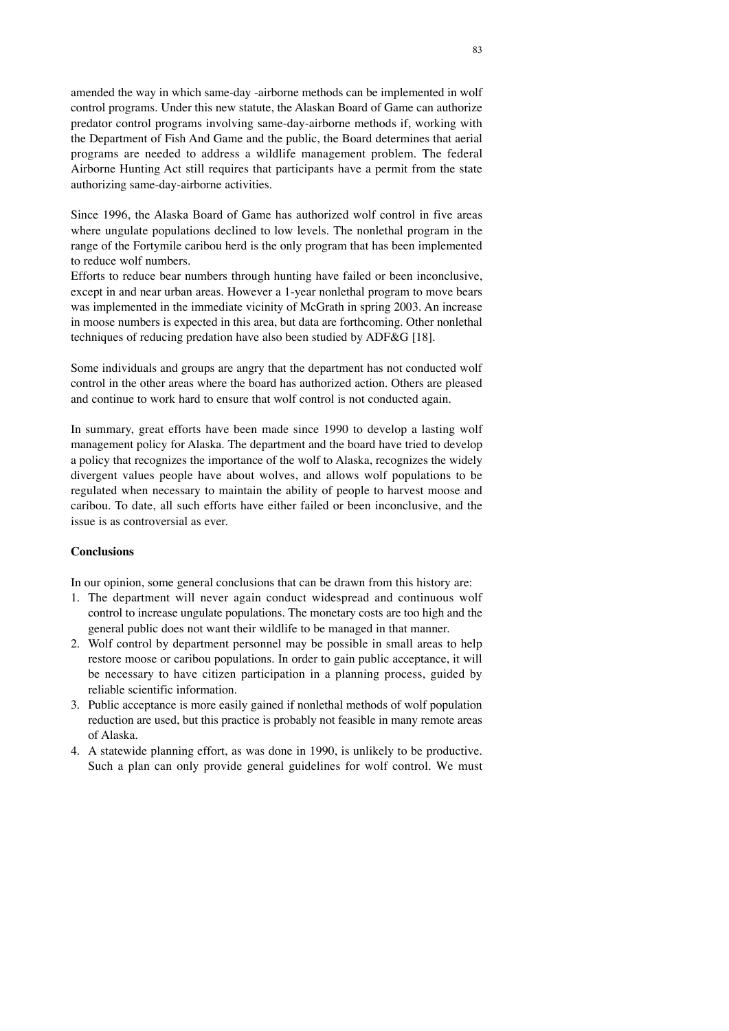amended the way in which same-day -airborne methods can be implemented in wolf control programs. Under this new statute, the Alaskan Board of Game can authorize predator control programs involving same-day-airborne methods if, working with the Department of Fish And Game and the public, the Board determines that aerial programs are needed to address a wildlife management problem. The federal Airborne Hunting Act still requires that participants have a permit from the state authorizing same-day-airborne activities.

Since 1996, the Alaska Board of Game has authorized wolf control in five areas where ungulate populations declined to low levels. The nonlethal program in the range of the Fortymile caribou herd is the only program that has been implemented to reduce wolf numbers.
Efforts to reduce bear numbers through hunting have failed or been inconclusive, except in and near urban areas. However a 1-year nonlethal program to move bears was implemented in the immediate vicinity of McGrath in spring 2003. An increase in moose numbers is expected in this area, but data are forthcoming. Other nonlethal techniques of reducing predation have also been studied by ADF&G [18].

Some individuals and groups are angry that the department has not conducted wolf control in the other areas where the board has authorized action. Others are pleased and continue to work hard to ensure that wolf control is not conducted again.

In summary, great efforts have been made since 1990 to develop a lasting wolf management policy for Alaska. The department and the board have tried to develop a policy that recognizes the importance of the wolf to Alaska, recognizes the widely divergent values people have about wolves, and allows wolf populations to be regulated when necessary to maintain the ability of people to harvest moose and caribou. To date, all such efforts have either failed or been inconclusive, and the issue is as controversial as ever.

**Conclusions**

In our opinion, some general conclusions that can be drawn from this history are:

1. The department will never again conduct widespread and continuous wolf control to increase ungulate populations. The monetary costs are too high and the general public does not want their wildlife to be managed in that manner.
2. Wolf control by department personnel may be possible in small areas to help restore moose or caribou populations. In order to gain public acceptance, it will be necessary to have citizen participation in a planning process, guided by reliable scientific information.
3. Public acceptance is more easily gained if nonlethal methods of wolf population reduction are used, but this practice is probably not feasible in many remote areas of Alaska.
4. A statewide planning effort, as was done in 1990, is unlikely to be productive. Such a plan can only provide general guidelines for wolf control. We must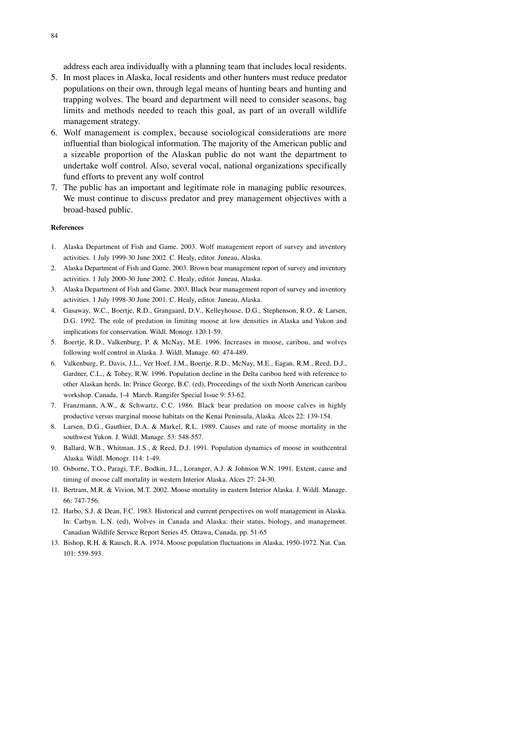address each area individually with a planning team that includes local residents.

5. In most places in Alaska, local residents and other hunters must reduce predator populations on their own, through legal means of hunting bears and hunting and trapping wolves. The board and department will need to consider seasons, bag limits and methods needed to reach this goal, as part of an overall wildlife management strategy.
6. Wolf management is complex, because sociological considerations are more influential than biological information. The majority of the American public and a sizeable proportion of the Alaskan public do not want the department to undertake wolf control. Also, several vocal, national organizations specifically fund efforts to prevent any wolf control
7. The public has an important and legitimate role in managing public resources. We must continue to discuss predator and prey management objectives with a broad-based public.

**References**

1. Alaska Department of Fish and Game. 2003. Wolf management report of survey and inventory activities. 1 July 1999-30 June 2002. C. Healy, editor. Juneau, Alaska.
2. Alaska Department of Fish and Game. 2003. Brown bear management report of survey and inventory activities. 1 July 2000-30 June 2002. C. Healy, editor. Juneau, Alaska.
3. Alaska Department of Fish and Game. 2003. Black bear management report of survey and inventory activities. 1 July 1998-30 June 2001. C. Healy, editor. Juneau, Alaska.
4. Gasaway, W.C., Boertje, R.D., Grangaard, D.V., Kelleyhouse, D.G., Stephenson, R.O., & Larsen, D.G. 1992. The role of predation in limiting moose at low densities in Alaska and Yukon and implications for conservation. Wildl. Monogr. 120:1-59.
5. Boertje, R.D., Valkenburg, P. & McNay, M.E. 1996. Increases in moose, caribou, and wolves following wolf control in Alaska. J. Wildl. Manage. 60: 474-489.
6. Valkenburg, P., Davis, J.L., Ver Hoef, J.M., Boertje, R.D., McNay, M.E., Eagan, R.M., Reed, D.J., Gardner, C.L., & Tobey, R.W. 1996. Population decline in the Delta caribou herd with reference to other Alaskan herds. In: Prince George, B.C. (ed), Proceedings of the sixth North American caribou workshop. Canada, 1-4 March. Rangifer Special Issue 9: 53-62.
7. Franzmann, A.W., & Schwartz, C.C. 1986. Black bear predation on moose calves in highly productive versus marginal moose habitats on the Kenai Peninsula, Alaska. Alces 22: 139-154.
8. Larsen, D.G., Gauthier, D.A. & Markel, R.L. 1989. Causes and rate of moose mortality in the southwest Yukon. J. Wildl. Manage. 53: 548-557.
9. Ballard, W.B., Whitman, J.S., & Reed, D.J. 1991. Population dynamics of moose in southcentral Alaska. Wildl. Monogr. 114: 1-49.
10. Osborne, T.O., Paragi, T.F., Bodkin, J.L., Loranger, A.J. & Johnson W.N. 1991. Extent, cause and timing of moose calf mortality in western Interior Alaska. Alces 27: 24-30.
11. Bertram, M.R. & Vivion, M.T. 2002. Moose mortality in eastern Interior Alaska. J. Wildl. Manage. 66: 747-756.
12. Harbo, S.J. & Dean, F.C. 1983. Historical and current perspectives on wolf management in Alaska. In: Carbyn. L.N. (ed), Wolves in Canada and Alaska: their status, biology, and management. Canadian Wildlife Service Report Series 45. Ottawa, Canada, pp. 51-65
13. Bishop, R.H. & Rausch, R.A. 1974. Moose population fluctuations in Alaska, 1950-1972. Nat. Can. 101: 559-593.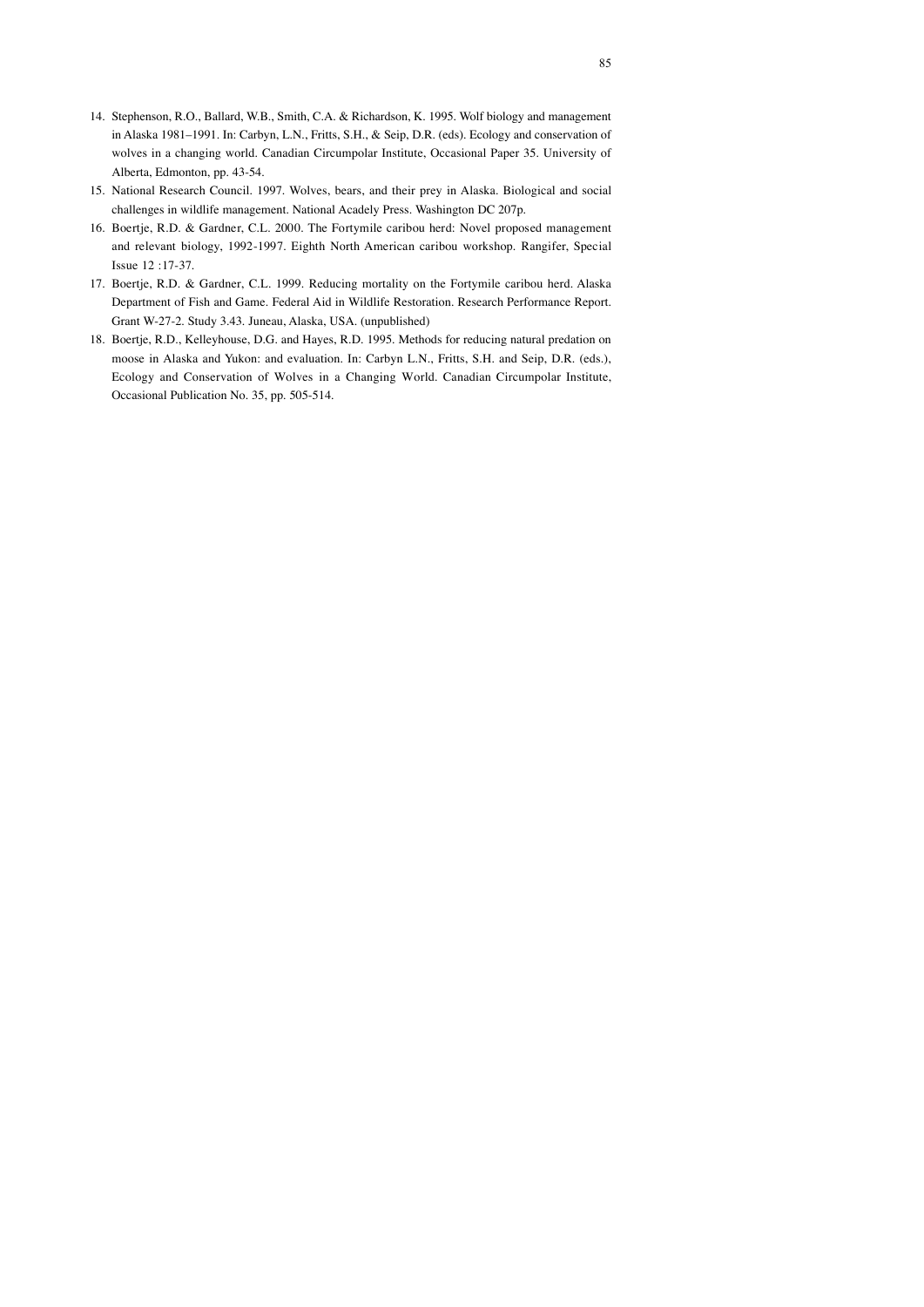14. Stephenson, R.O., Ballard, W.B., Smith, C.A. & Richardson, K. 1995. Wolf biology and management in Alaska 1981–1991. In: Carbyn, L.N., Fritts, S.H., & Seip, D.R. (eds). Ecology and conservation of wolves in a changing world. Canadian Circumpolar Institute, Occasional Paper 35. University of Alberta, Edmonton, pp. 43-54.
15. National Research Council. 1997. Wolves, bears, and their prey in Alaska. Biological and social challenges in wildlife management. National Acadely Press. Washington DC 207p.
16. Boertje, R.D. & Gardner, C.L. 2000. The Fortymile caribou herd: Novel proposed management and relevant biology, 1992-1997. Eighth North American caribou workshop. Rangifer, Special Issue 12 :17-37.
17. Boertje, R.D. & Gardner, C.L. 1999. Reducing mortality on the Fortymile caribou herd. Alaska Department of Fish and Game. Federal Aid in Wildlife Restoration. Research Performance Report. Grant W-27-2. Study 3.43. Juneau, Alaska, USA. (unpublished)
18. Boertje, R.D., Kelleyhouse, D.G. and Hayes, R.D. 1995. Methods for reducing natural predation on moose in Alaska and Yukon: and evaluation. In: Carbyn L.N., Fritts, S.H. and Seip, D.R. (eds.), Ecology and Conservation of Wolves in a Changing World. Canadian Circumpolar Institute, Occasional Publication No. 35, pp. 505-514.